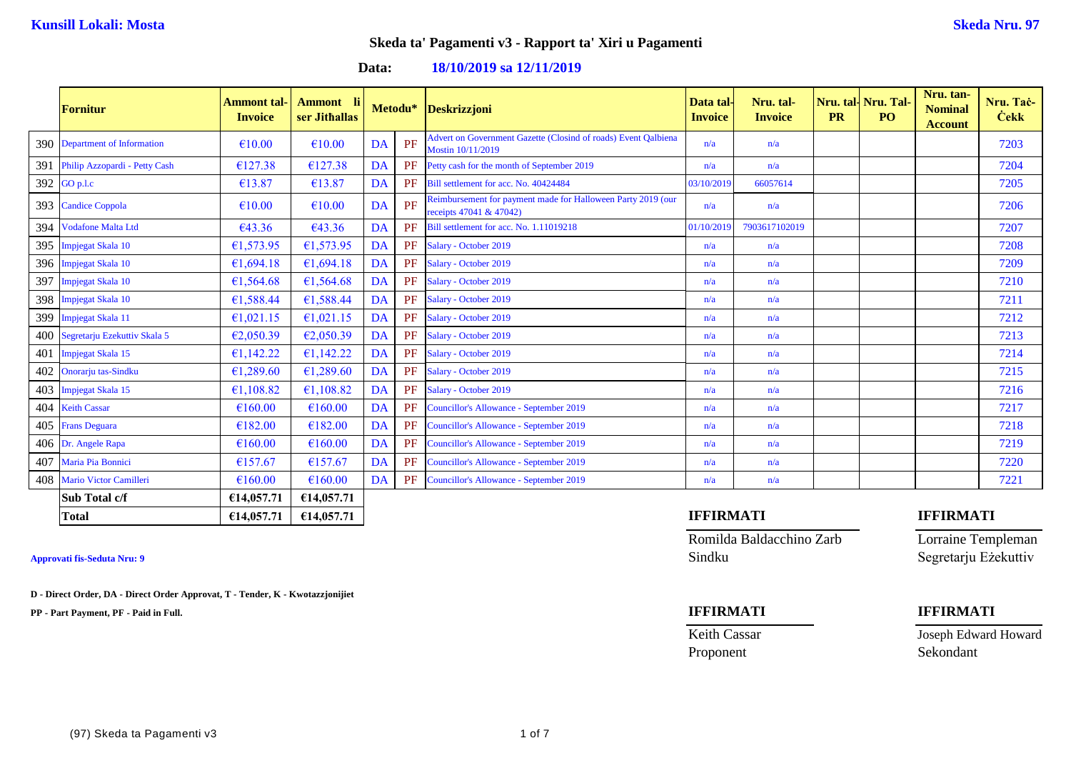**Kunsill Lokali: Mosta** **Skeda Nru. 97**

## Skeda ta' Pagamenti v3 - Rapport ta' Xiri u Pagamenti

**Data: 18/10/2019 sa 12/11/2019**

| | Fornitur | Ammont tal-Invoice | Ammont li ser Jitħallas | Metodu* | | Deskrizzjoni | Data tal-Invoice | Nru. tal-Invoice | Nru. tal-PR | Nru. Tal-PO | Nru. tan-Nominal Account | Nru. Taċ-Ċekk |
|---|---|---|---|---|---|---|---|---|---|---|---|---|
| 390 | Department of Information | €10.00 | €10.00 | DA | PF | Advert on Government Gazette (Closind of roads) Event Qalbiena Mostin 10/11/2019 | n/a | n/a | | | | 7203 |
| 391 | Philip Azzopardi - Petty Cash | €127.38 | €127.38 | DA | PF | Petty cash for the month of September 2019 | n/a | n/a | | | | 7204 |
| 392 | GO p.l.c | €13.87 | €13.87 | DA | PF | Bill settlement for acc. No. 40424484 | 03/10/2019 | 66057614 | | | | 7205 |
| 393 | Candice Coppola | €10.00 | €10.00 | DA | PF | Reimbursement for payment made for Halloween Party 2019 (our receipts 47041 & 47042) | n/a | n/a | | | | 7206 |
| 394 | Vodafone Malta Ltd | €43.36 | €43.36 | DA | PF | Bill settlement for acc. No. 1.11019218 | 01/10/2019 | 7903617102019 | | | | 7207 |
| 395 | Impjegat Skala 10 | €1,573.95 | €1,573.95 | DA | PF | Salary - October 2019 | n/a | n/a | | | | 7208 |
| 396 | Impjegat Skala 10 | €1,694.18 | €1,694.18 | DA | PF | Salary - October 2019 | n/a | n/a | | | | 7209 |
| 397 | Impjegat Skala 10 | €1,564.68 | €1,564.68 | DA | PF | Salary - October 2019 | n/a | n/a | | | | 7210 |
| 398 | Impjegat Skala 10 | €1,588.44 | €1,588.44 | DA | PF | Salary - October 2019 | n/a | n/a | | | | 7211 |
| 399 | Impjegat Skala 11 | €1,021.15 | €1,021.15 | DA | PF | Salary - October 2019 | n/a | n/a | | | | 7212 |
| 400 | Segretarju Ezekuttiv Skala 5 | €2,050.39 | €2,050.39 | DA | PF | Salary - October 2019 | n/a | n/a | | | | 7213 |
| 401 | Impjegat Skala 15 | €1,142.22 | €1,142.22 | DA | PF | Salary - October 2019 | n/a | n/a | | | | 7214 |
| 402 | Onorarju tas-Sindku | €1,289.60 | €1,289.60 | DA | PF | Salary - October 2019 | n/a | n/a | | | | 7215 |
| 403 | Impjegat Skala 15 | €1,108.82 | €1,108.82 | DA | PF | Salary - October 2019 | n/a | n/a | | | | 7216 |
| 404 | Keith Cassar | €160.00 | €160.00 | DA | PF | Councillor's Allowance - September 2019 | n/a | n/a | | | | 7217 |
| 405 | Frans Deguara | €182.00 | €182.00 | DA | PF | Councillor's Allowance - September 2019 | n/a | n/a | | | | 7218 |
| 406 | Dr. Angele Rapa | €160.00 | €160.00 | DA | PF | Councillor's Allowance - September 2019 | n/a | n/a | | | | 7219 |
| 407 | Maria Pia Bonnici | €157.67 | €157.67 | DA | PF | Councillor's Allowance - September 2019 | n/a | n/a | | | | 7220 |
| 408 | Mario Victor Camilleri | €160.00 | €160.00 | DA | PF | Councillor's Allowance - September 2019 | n/a | n/a | | | | 7221 |
| | **Sub Total c/f** | **€14,057.71** | **€14,057.71** | | | | | | | | | |
| | **Total** | **€14,057.71** | **€14,057.71** | | | | | | | | | |

**Approvati fis-Seduta Nru: 9**

**D - Direct Order, DA - Direct Order Approvat, T - Tender, K - Kwotazzjonijiet**

**PP - Part Payment, PF - Paid in Full.**

**IFFIRMATI**
Romilda Baldacchino Zarb
Sindku

**IFFIRMATI**
Lorraine Templeman
Segretarju Eżekuttiv

**IFFIRMATI**
Keith Cassar
Proponent

**IFFIRMATI**
Joseph Edward Howard
Sekondant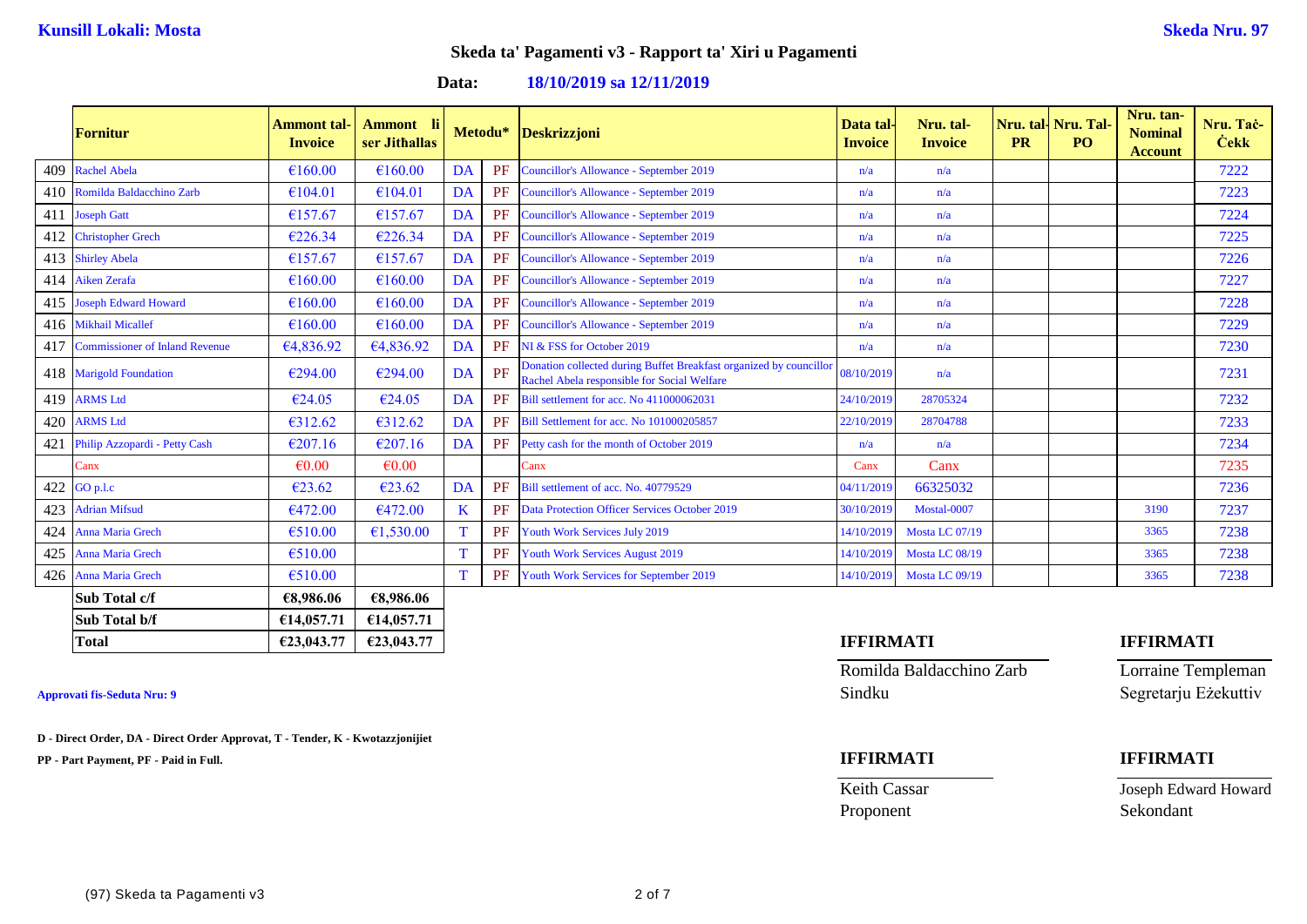**Kunsill Lokali: Mosta**

**Skeda Nru. 97**

## Skeda ta' Pagamenti v3 - Rapport ta' Xiri u Pagamenti

**Data: 18/10/2019 sa 12/11/2019**

| | Fornitur | Ammont tal-Invoice | Ammont li ser Jitħallas | Metodu* | | Deskrizzjoni | Data tal-Invoice | Nru. tal-Invoice | Nru. tal-PR | Nru. Tal-PO | Nru. tan-Nominal Account | Nru. Taċ-Ċekk |
|---|---|---|---|---|---|---|---|---|---|---|---|---|
| 409 | Rachel Abela | €160.00 | €160.00 | DA | PF | Councillor's Allowance - September 2019 | n/a | n/a | | | | 7222 |
| 410 | Romilda Baldacchino Zarb | €104.01 | €104.01 | DA | PF | Councillor's Allowance - September 2019 | n/a | n/a | | | | 7223 |
| 411 | Joseph Gatt | €157.67 | €157.67 | DA | PF | Councillor's Allowance - September 2019 | n/a | n/a | | | | 7224 |
| 412 | Christopher Grech | €226.34 | €226.34 | DA | PF | Councillor's Allowance - September 2019 | n/a | n/a | | | | 7225 |
| 413 | Shirley Abela | €157.67 | €157.67 | DA | PF | Councillor's Allowance - September 2019 | n/a | n/a | | | | 7226 |
| 414 | Aiken Zerafa | €160.00 | €160.00 | DA | PF | Councillor's Allowance - September 2019 | n/a | n/a | | | | 7227 |
| 415 | Joseph Edward Howard | €160.00 | €160.00 | DA | PF | Councillor's Allowance - September 2019 | n/a | n/a | | | | 7228 |
| 416 | Mikhail Micallef | €160.00 | €160.00 | DA | PF | Councillor's Allowance - September 2019 | n/a | n/a | | | | 7229 |
| 417 | Commissioner of Inland Revenue | €4,836.92 | €4,836.92 | DA | PF | NI & FSS for October 2019 | n/a | n/a | | | | 7230 |
| 418 | Marigold Foundation | €294.00 | €294.00 | DA | PF | Donation collected during Buffet Breakfast organized by councillor Rachel Abela responsible for Social Welfare | 08/10/2019 | n/a | | | | 7231 |
| 419 | ARMS Ltd | €24.05 | €24.05 | DA | PF | Bill settlement for acc. No 411000062031 | 24/10/2019 | 28705324 | | | | 7232 |
| 420 | ARMS Ltd | €312.62 | €312.62 | DA | PF | Bill Settlement for acc. No 101000205857 | 22/10/2019 | 28704788 | | | | 7233 |
| 421 | Philip Azzopardi - Petty Cash | €207.16 | €207.16 | DA | PF | Petty cash for the month of October 2019 | n/a | n/a | | | | 7234 |
| | Canx | €0.00 | €0.00 | | | Canx | Canx | Canx | | | | 7235 |
| 422 | GO p.l.c | €23.62 | €23.62 | DA | PF | Bill settlement of acc. No. 40779529 | 04/11/2019 | 66325032 | | | | 7236 |
| 423 | Adrian Mifsud | €472.00 | €472.00 | K | PF | Data Protection Officer Services October 2019 | 30/10/2019 | Mostal-0007 | | | 3190 | 7237 |
| 424 | Anna Maria Grech | €510.00 | €1,530.00 | T | PF | Youth Work Services July 2019 | 14/10/2019 | Mosta LC 07/19 | | | 3365 | 7238 |
| 425 | Anna Maria Grech | €510.00 | | T | PF | Youth Work Services August 2019 | 14/10/2019 | Mosta LC 08/19 | | | 3365 | 7238 |
| 426 | Anna Maria Grech | €510.00 | | T | PF | Youth Work Services for September 2019 | 14/10/2019 | Mosta LC 09/19 | | | 3365 | 7238 |
| | **Sub Total c/f** | **€8,986.06** | **€8,986.06** | | | | | | | | | |
| | **Sub Total b/f** | **€14,057.71** | **€14,057.71** | | | | | | | | | |
| | **Total** | **€23,043.77** | **€23,043.77** | | | | | | | | | |

**Approvati fis-Seduta Nru: 9**

**D - Direct Order, DA - Direct Order Approvat, T - Tender, K - Kwotazzjonijiet**

**PP - Part Payment, PF - Paid in Full.**

**IFFIRMATI**

Romilda Baldacchino Zarb
Sindku

**IFFIRMATI**

Lorraine Templeman
Segretarju Eżekuttiv

**IFFIRMATI**

Keith Cassar
Proponent

**IFFIRMATI**

Joseph Edward Howard
Sekondant

(97) Skeda ta Pagamenti v3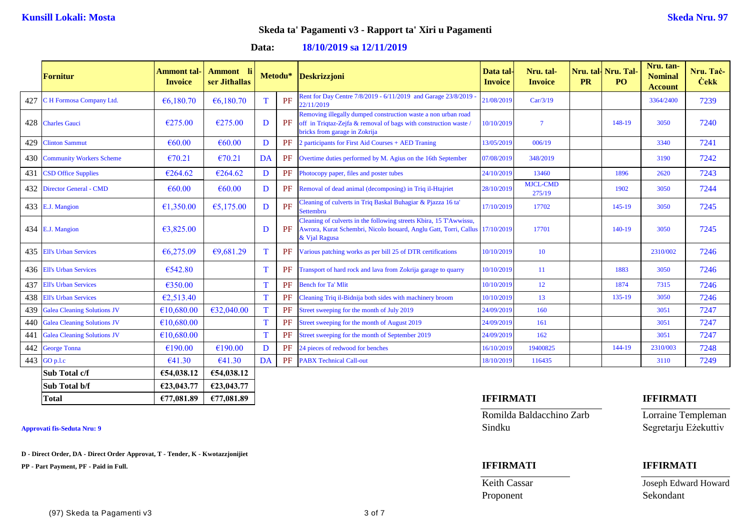**Kunsill Lokali: Mosta** **Skeda Nru. 97**

## Skeda ta' Pagamenti v3 - Rapport ta' Xiri u Pagamenti

**Data:** **18/10/2019 sa 12/11/2019**

| | Fornitur | Ammont tal-Invoice | Ammont li ser Jitħallas | Metodu* | | Deskrizzjoni | Data tal-Invoice | Nru. tal-Invoice | Nru. tal-PR | Nru. Tal-PO | Nru. tan-Nominal Account | Nru. Taċ-Ċekk |
|---|---|---|---|---|---|---|---|---|---|---|---|---|
| 427 | C H Formosa Company Ltd. | €6,180.70 | €6,180.70 | T | PF | Rent for Day Centre 7/8/2019 - 6/11/2019 and Garage 23/8/2019 - 22/11/2019 | 21/08/2019 | Car/3/19 | | | 3364/2400 | 7239 |
| 428 | Charles Gauci | €275.00 | €275.00 | D | PF | Removing illegally dumped construction waste a non urban road off in Triqtaz-Zejfa & removal of bags with construction waste / bricks from garage in Zokrija | 10/10/2019 | 7 | | 148-19 | 3050 | 7240 |
| 429 | Clinton Sammut | €60.00 | €60.00 | D | PF | 2 participants for First Aid Courses + AED Traning | 13/05/2019 | 006/19 | | | 3340 | 7241 |
| 430 | Community Workers Scheme | €70.21 | €70.21 | DA | PF | Overtime duties performed by M. Agius on the 16th September | 07/08/2019 | 348/2019 | | | 3190 | 7242 |
| 431 | CSD Office Supplies | €264.62 | €264.62 | D | PF | Photocopy paper, files and poster tubes | 24/10/2019 | 13460 | | 1896 | 2620 | 7243 |
| 432 | Director General - CMD | €60.00 | €60.00 | D | PF | Removal of dead animal (decomposing) in Triq il-Htajriet | 28/10/2019 | MJCL-CMD 275/19 | | 1902 | 3050 | 7244 |
| 433 | E.J. Mangion | €1,350.00 | €5,175.00 | D | PF | Cleaning of culverts in Triq Baskal Buhagiar & Pjazza 16 ta' Settembru | 17/10/2019 | 17702 | | 145-19 | 3050 | 7245 |
| 434 | E.J. Mangion | €3,825.00 | | D | PF | Cleaning of culverts in the following streets Kbira, 15 T'Awwissu, Awrora, Kurat Schembri, Nicolo Isouard, Anglu Gatt, Torri, Callus & Vjal Ragusa | 17/10/2019 | 17701 | | 140-19 | 3050 | 7245 |
| 435 | Ell's Urban Services | €6,275.09 | €9,681.29 | T | PF | Various patching works as per bill 25 of DTR certifications | 10/10/2019 | 10 | | | 2310/002 | 7246 |
| 436 | Ell's Urban Services | €542.80 | | T | PF | Transport of hard rock and lava from Zokrija garage to quarry | 10/10/2019 | 11 | | 1883 | 3050 | 7246 |
| 437 | Ell's Urban Services | €350.00 | | T | PF | Bench for Ta' Mlit | 10/10/2019 | 12 | | 1874 | 7315 | 7246 |
| 438 | Ell's Urban Services | €2,513.40 | | T | PF | Cleaning Triq il-Bidnija both sides with machinery broom | 10/10/2019 | 13 | | 135-19 | 3050 | 7246 |
| 439 | Galea Cleaning Solutions JV | €10,680.00 | €32,040.00 | T | PF | Street sweeping for the month of July 2019 | 24/09/2019 | 160 | | | 3051 | 7247 |
| 440 | Galea Cleaning Solutions JV | €10,680.00 | | T | PF | Street sweeping for the month of August 2019 | 24/09/2019 | 161 | | | 3051 | 7247 |
| 441 | Galea Cleaning Solutions JV | €10,680.00 | | T | PF | Street sweeping for the month of September 2019 | 24/09/2019 | 162 | | | 3051 | 7247 |
| 442 | George Tonna | €190.00 | €190.00 | D | PF | 24 pieces of redwood for benches | 16/10/2019 | 19400825 | | 144-19 | 2310/003 | 7248 |
| 443 | GO p.l.c | €41.30 | €41.30 | DA | PF | PABX Technical Call-out | 18/10/2019 | 116435 | | | 3110 | 7249 |
| | **Sub Total c/f** | **€54,038.12** | **€54,038.12** | | | | | | | | | |
| | **Sub Total b/f** | **€23,043.77** | **€23,043.77** | | | | | | | | | |
| | **Total** | **€77,081.89** | **€77,081.89** | | | | | | | | | |

**Approvati fis-Seduta Nru: 9**

**D - Direct Order, DA - Direct Order Approvat, T - Tender, K - Kwotazzjonijiet**
**PP - Part Payment, PF - Paid in Full.**

**IFFIRMATI**
Romilda Baldacchino Zarb
Sindku

**IFFIRMATI**
Lorraine Templeman
Segretarju Eżekuttiv

**IFFIRMATI**
Keith Cassar
Proponent

**IFFIRMATI**
Joseph Edward Howard
Sekondant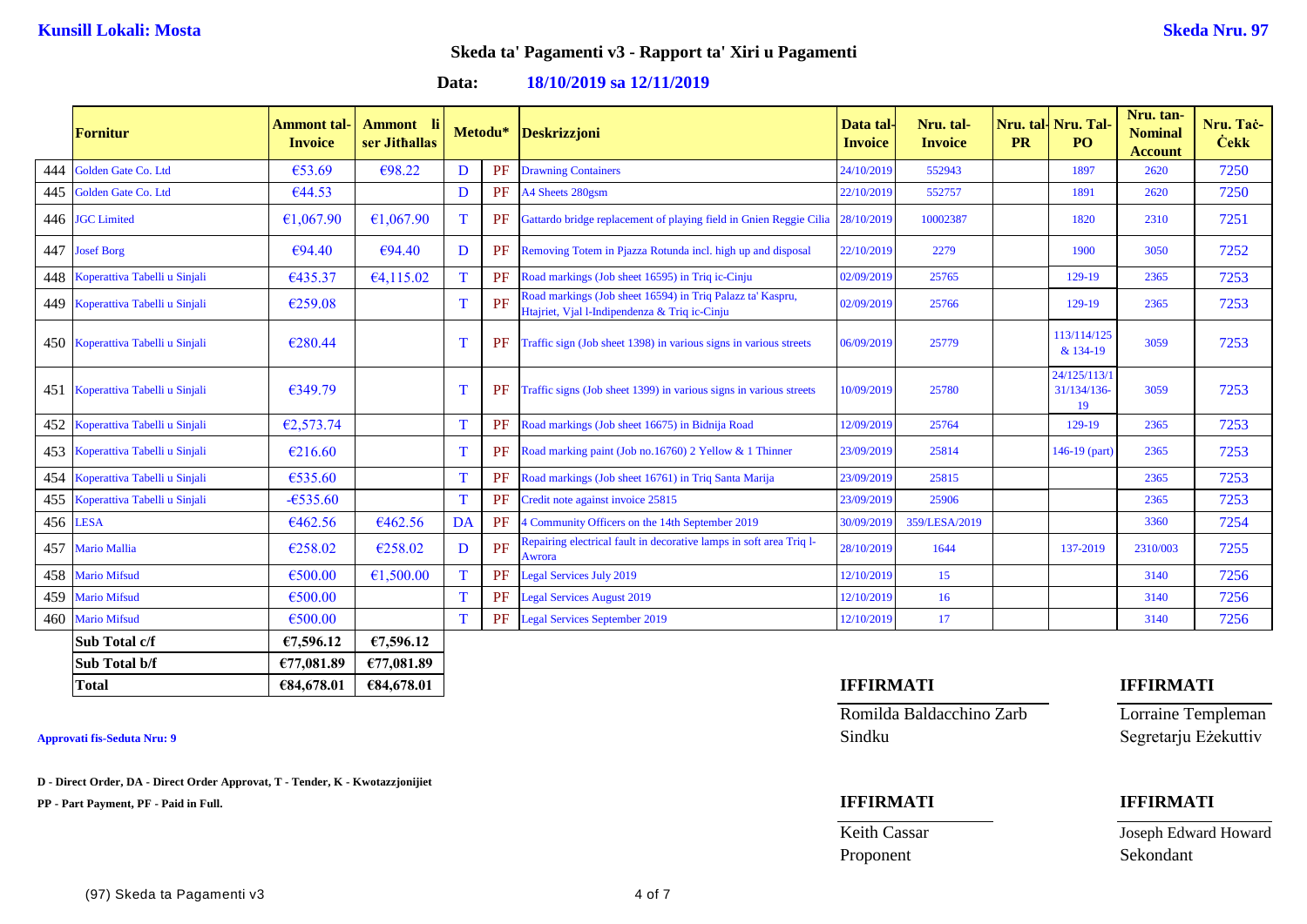**Kunsill Lokali: Mosta** **Skeda Nru. 97**

## Skeda ta' Pagamenti v3 - Rapport ta' Xiri u Pagamenti

**Data: 18/10/2019 sa 12/11/2019**

| | Fornitur | Ammont tal-Invoice | Ammont li ser Jitħallas | Metodu* | | Deskrizzjoni | Data tal-Invoice | Nru. tal-Invoice | Nru. tal-PR | Nru. Tal-PO | Nru. tan-Nominal Account | Nru. Taċ-Ċekk |
|---|---|---|---|---|---|---|---|---|---|---|---|---|
| 444 | Golden Gate Co. Ltd | €53.69 | €98.22 | D | PF | Drawning Containers | 24/10/2019 | 552943 | | 1897 | 2620 | 7250 |
| 445 | Golden Gate Co. Ltd | €44.53 | | D | PF | A4 Sheets 280gsm | 22/10/2019 | 552757 | | 1891 | 2620 | 7250 |
| 446 | JGC Limited | €1,067.90 | €1,067.90 | T | PF | Gattardo bridge replacement of playing field in Gnien Reggie Cilia | 28/10/2019 | 10002387 | | 1820 | 2310 | 7251 |
| 447 | Josef Borg | €94.40 | €94.40 | D | PF | Removing Totem in Pjazza Rotunda incl. high up and disposal | 22/10/2019 | 2279 | | 1900 | 3050 | 7252 |
| 448 | Koperattiva Tabelli u Sinjali | €435.37 | €4,115.02 | T | PF | Road markings (Job sheet 16595) in Triq ic-Cinju | 02/09/2019 | 25765 | | 129-19 | 2365 | 7253 |
| 449 | Koperattiva Tabelli u Sinjali | €259.08 | | T | PF | Road markings (Job sheet 16594) in Triq Palazz ta' Kaspru, Htajriet, Vjal l-Indipendenza & Triq ic-Cinju | 02/09/2019 | 25766 | | 129-19 | 2365 | 7253 |
| 450 | Koperattiva Tabelli u Sinjali | €280.44 | | T | PF | Traffic sign (Job sheet 1398) in various signs in various streets | 06/09/2019 | 25779 | | 113/114/125 & 134-19 | 3059 | 7253 |
| 451 | Koperattiva Tabelli u Sinjali | €349.79 | | T | PF | Traffic signs (Job sheet 1399) in various signs in various streets | 10/09/2019 | 25780 | | 24/125/113/131/134/136-19 | 3059 | 7253 |
| 452 | Koperattiva Tabelli u Sinjali | €2,573.74 | | T | PF | Road markings (Job sheet 16675) in Bidnija Road | 12/09/2019 | 25764 | | 129-19 | 2365 | 7253 |
| 453 | Koperattiva Tabelli u Sinjali | €216.60 | | T | PF | Road marking paint (Job no.16760) 2 Yellow & 1 Thinner | 23/09/2019 | 25814 | | 146-19 (part) | 2365 | 7253 |
| 454 | Koperattiva Tabelli u Sinjali | €535.60 | | T | PF | Road markings (Job sheet 16761) in Triq Santa Marija | 23/09/2019 | 25815 | | | 2365 | 7253 |
| 455 | Koperattiva Tabelli u Sinjali | -€535.60 | | T | PF | Credit note against invoice 25815 | 23/09/2019 | 25906 | | | 2365 | 7253 |
| 456 | LESA | €462.56 | €462.56 | DA | PF | 4 Community Officers on the 14th September 2019 | 30/09/2019 | 359/LESA/2019 | | | 3360 | 7254 |
| 457 | Mario Mallia | €258.02 | €258.02 | D | PF | Repairing electrical fault in decorative lamps in soft area Triq l-Awrora | 28/10/2019 | 1644 | | 137-2019 | 2310/003 | 7255 |
| 458 | Mario Mifsud | €500.00 | €1,500.00 | T | PF | Legal Services July 2019 | 12/10/2019 | 15 | | | 3140 | 7256 |
| 459 | Mario Mifsud | €500.00 | | T | PF | Legal Services August 2019 | 12/10/2019 | 16 | | | 3140 | 7256 |
| 460 | Mario Mifsud | €500.00 | | T | PF | Legal Services September 2019 | 12/10/2019 | 17 | | | 3140 | 7256 |
| | **Sub Total c/f** | **€7,596.12** | **€7,596.12** | | | | | | | | | |
| | **Sub Total b/f** | **€77,081.89** | **€77,081.89** | | | | | | | | | |
| | **Total** | **€84,678.01** | **€84,678.01** | | | | | | | | | |

**Approvati fis-Seduta Nru: 9**

**D - Direct Order, DA - Direct Order Approvat, T - Tender, K - Kwotazzjonijiet**

**PP - Part Payment, PF - Paid in Full.**

**IFFIRMATI**

Romilda Baldacchino Zarb
Sindku

**IFFIRMATI**

Lorraine Templeman
Segretarju Eżekuttiv

**IFFIRMATI**

Keith Cassar
Proponent

**IFFIRMATI**

Joseph Edward Howard
Sekondant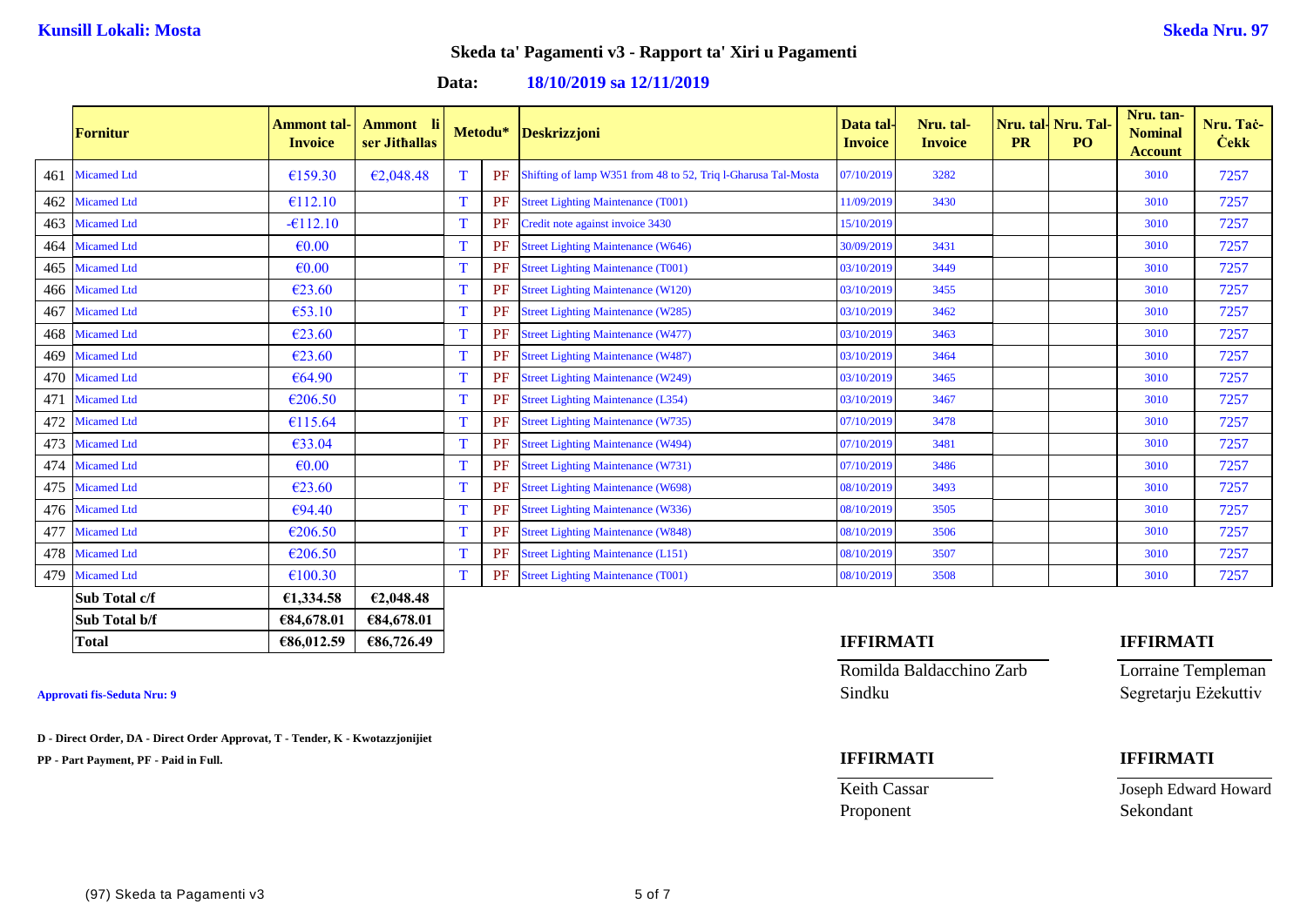**Kunsill Lokali: Mosta**

**Skeda Nru. 97**

## Skeda ta' Pagamenti v3 - Rapport ta' Xiri u Pagamenti

**Data: 18/10/2019 sa 12/11/2019**

| | Fornitur | Ammont tal-Invoice | Ammont li ser Jitħallas | Metodu* | | Deskrizzjoni | Data tal-Invoice | Nru. tal-Invoice | Nru. tal-PR | Nru. Tal-PO | Nru. tan-Nominal Account | Nru. Taċ-Ċekk |
|---|---|---|---|---|---|---|---|---|---|---|---|---|
| 461 | Micamed Ltd | €159.30 | €2,048.48 | T | PF | Shifting of lamp W351 from 48 to 52, Triq l-Gharusa Tal-Mosta | 07/10/2019 | 3282 | | | 3010 | 7257 |
| 462 | Micamed Ltd | €112.10 | | T | PF | Street Lighting Maintenance (T001) | 11/09/2019 | 3430 | | | 3010 | 7257 |
| 463 | Micamed Ltd | -€112.10 | | T | PF | Credit note against invoice 3430 | 15/10/2019 | | | | 3010 | 7257 |
| 464 | Micamed Ltd | €0.00 | | T | PF | Street Lighting Maintenance (W646) | 30/09/2019 | 3431 | | | 3010 | 7257 |
| 465 | Micamed Ltd | €0.00 | | T | PF | Street Lighting Maintenance (T001) | 03/10/2019 | 3449 | | | 3010 | 7257 |
| 466 | Micamed Ltd | €23.60 | | T | PF | Street Lighting Maintenance (W120) | 03/10/2019 | 3455 | | | 3010 | 7257 |
| 467 | Micamed Ltd | €53.10 | | T | PF | Street Lighting Maintenance (W285) | 03/10/2019 | 3462 | | | 3010 | 7257 |
| 468 | Micamed Ltd | €23.60 | | T | PF | Street Lighting Maintenance (W477) | 03/10/2019 | 3463 | | | 3010 | 7257 |
| 469 | Micamed Ltd | €23.60 | | T | PF | Street Lighting Maintenance (W487) | 03/10/2019 | 3464 | | | 3010 | 7257 |
| 470 | Micamed Ltd | €64.90 | | T | PF | Street Lighting Maintenance (W249) | 03/10/2019 | 3465 | | | 3010 | 7257 |
| 471 | Micamed Ltd | €206.50 | | T | PF | Street Lighting Maintenance (L354) | 03/10/2019 | 3467 | | | 3010 | 7257 |
| 472 | Micamed Ltd | €115.64 | | T | PF | Street Lighting Maintenance (W735) | 07/10/2019 | 3478 | | | 3010 | 7257 |
| 473 | Micamed Ltd | €33.04 | | T | PF | Street Lighting Maintenance (W494) | 07/10/2019 | 3481 | | | 3010 | 7257 |
| 474 | Micamed Ltd | €0.00 | | T | PF | Street Lighting Maintenance (W731) | 07/10/2019 | 3486 | | | 3010 | 7257 |
| 475 | Micamed Ltd | €23.60 | | T | PF | Street Lighting Maintenance (W698) | 08/10/2019 | 3493 | | | 3010 | 7257 |
| 476 | Micamed Ltd | €94.40 | | T | PF | Street Lighting Maintenance (W336) | 08/10/2019 | 3505 | | | 3010 | 7257 |
| 477 | Micamed Ltd | €206.50 | | T | PF | Street Lighting Maintenance (W848) | 08/10/2019 | 3506 | | | 3010 | 7257 |
| 478 | Micamed Ltd | €206.50 | | T | PF | Street Lighting Maintenance (L151) | 08/10/2019 | 3507 | | | 3010 | 7257 |
| 479 | Micamed Ltd | €100.30 | | T | PF | Street Lighting Maintenance (T001) | 08/10/2019 | 3508 | | | 3010 | 7257 |
| | **Sub Total c/f** | **€1,334.58** | **€2,048.48** | | | | | | | | | |
| | **Sub Total b/f** | **€84,678.01** | **€84,678.01** | | | | | | | | | |
| | **Total** | **€86,012.59** | **€86,726.49** | | | | | | | | | |

**IFFIRMATI**

Romilda Baldacchino Zarb
Sindku

**IFFIRMATI**

Lorraine Templeman
Segretarju Eżekuttiv

**Approvati fis-Seduta Nru: 9**

**D - Direct Order, DA - Direct Order Approvat, T - Tender, K - Kwotazzjonijiet**

**PP - Part Payment, PF - Paid in Full.**

**IFFIRMATI**

Keith Cassar
Proponent

**IFFIRMATI**

Joseph Edward Howard
Sekondant

(97) Skeda ta Pagamenti v3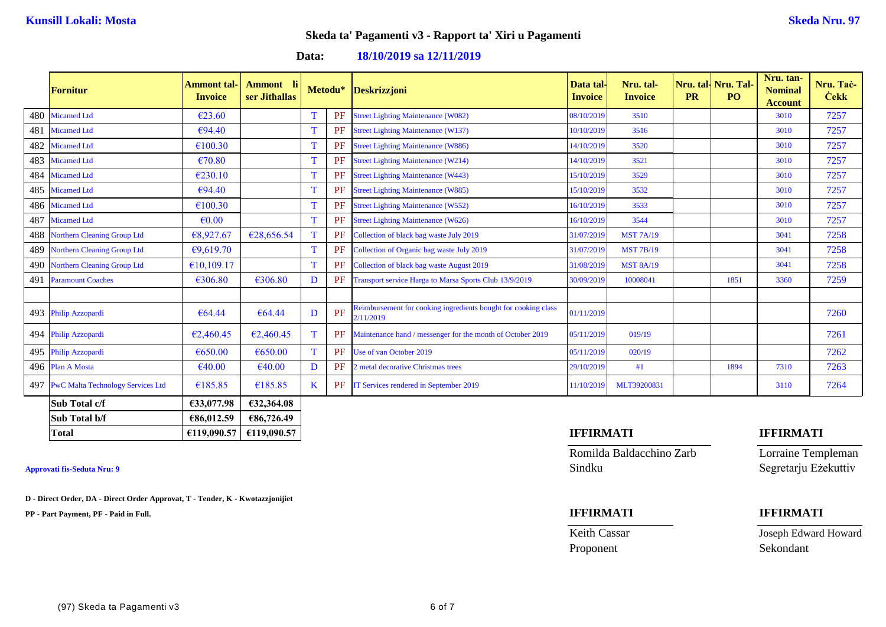**Kunsill Lokali: Mosta** **Skeda Nru. 97**

## Skeda ta' Pagamenti v3 - Rapport ta' Xiri u Pagamenti

**Data: 18/10/2019 sa 12/11/2019**

| | Fornitur | Ammont tal-Invoice | Ammont li ser Jitħallas | Metodu* | | Deskrizzjoni | Data tal-Invoice | Nru. tal-Invoice | Nru. tal-PR | Nru. Tal-PO | Nru. tan-Nominal Account | Nru. Taċ-Ċekk |
|---|---|---|---|---|---|---|---|---|---|---|---|---|
| 480 | Micamed Ltd | €23.60 | | T | PF | Street Lighting Maintenance (W082) | 08/10/2019 | 3510 | | | 3010 | 7257 |
| 481 | Micamed Ltd | €94.40 | | T | PF | Street Lighting Maintenance (W137) | 10/10/2019 | 3516 | | | 3010 | 7257 |
| 482 | Micamed Ltd | €100.30 | | T | PF | Street Lighting Maintenance (W886) | 14/10/2019 | 3520 | | | 3010 | 7257 |
| 483 | Micamed Ltd | €70.80 | | T | PF | Street Lighting Maintenance (W214) | 14/10/2019 | 3521 | | | 3010 | 7257 |
| 484 | Micamed Ltd | €230.10 | | T | PF | Street Lighting Maintenance (W443) | 15/10/2019 | 3529 | | | 3010 | 7257 |
| 485 | Micamed Ltd | €94.40 | | T | PF | Street Lighting Maintenance (W885) | 15/10/2019 | 3532 | | | 3010 | 7257 |
| 486 | Micamed Ltd | €100.30 | | T | PF | Street Lighting Maintenance (W552) | 16/10/2019 | 3533 | | | 3010 | 7257 |
| 487 | Micamed Ltd | €0.00 | | T | PF | Street Lighting Maintenance (W626) | 16/10/2019 | 3544 | | | 3010 | 7257 |
| 488 | Northern Cleaning Group Ltd | €8,927.67 | €28,656.54 | T | PF | Collection of black bag waste July 2019 | 31/07/2019 | MST 7A/19 | | | 3041 | 7258 |
| 489 | Northern Cleaning Group Ltd | €9,619.70 | | T | PF | Collection of Organic bag waste July 2019 | 31/07/2019 | MST 7B/19 | | | 3041 | 7258 |
| 490 | Northern Cleaning Group Ltd | €10,109.17 | | T | PF | Collection of black bag waste August 2019 | 31/08/2019 | MST 8A/19 | | | 3041 | 7258 |
| 491 | Paramount Coaches | €306.80 | €306.80 | D | PF | Transport service Harga to Marsa Sports Club 13/9/2019 | 30/09/2019 | 10008041 | | 1851 | 3360 | 7259 |
| | | | | | | | | | | | | |
| 493 | Philip Azzopardi | €64.44 | €64.44 | D | PF | Reimbursement for cooking ingredients bought for cooking class 2/11/2019 | 01/11/2019 | | | | | 7260 |
| 494 | Philip Azzopardi | €2,460.45 | €2,460.45 | T | PF | Maintenance hand / messenger for the month of October 2019 | 05/11/2019 | 019/19 | | | | 7261 |
| 495 | Philip Azzopardi | €650.00 | €650.00 | T | PF | Use of van October 2019 | 05/11/2019 | 020/19 | | | | 7262 |
| 496 | Plan A Mosta | €40.00 | €40.00 | D | PF | 2 metal decorative Christmas trees | 29/10/2019 | #1 | | 1894 | 7310 | 7263 |
| 497 | PwC Malta Technology Services Ltd | €185.85 | €185.85 | K | PF | IT Services rendered in September 2019 | 11/10/2019 | MLT39200831 | | | 3110 | 7264 |
| | **Sub Total c/f** | **€33,077.98** | **€32,364.08** | | | | | | | | | |
| | **Sub Total b/f** | **€86,012.59** | **€86,726.49** | | | | | | | | | |
| | **Total** | **€119,090.57** | **€119,090.57** | | | | | | | | | |

**Approvati fis-Seduta Nru: 9**

**D - Direct Order, DA - Direct Order Approvat, T - Tender, K - Kwotazzjonijiet**

**PP - Part Payment, PF - Paid in Full.**

**IFFIRMATI**

Romilda Baldacchino Zarb
Sindku

**IFFIRMATI**

Lorraine Templeman
Segretarju Eżekuttiv

**IFFIRMATI**

Keith Cassar
Proponent

**IFFIRMATI**

Joseph Edward Howard
Sekondant

(97) Skeda ta Pagamenti v3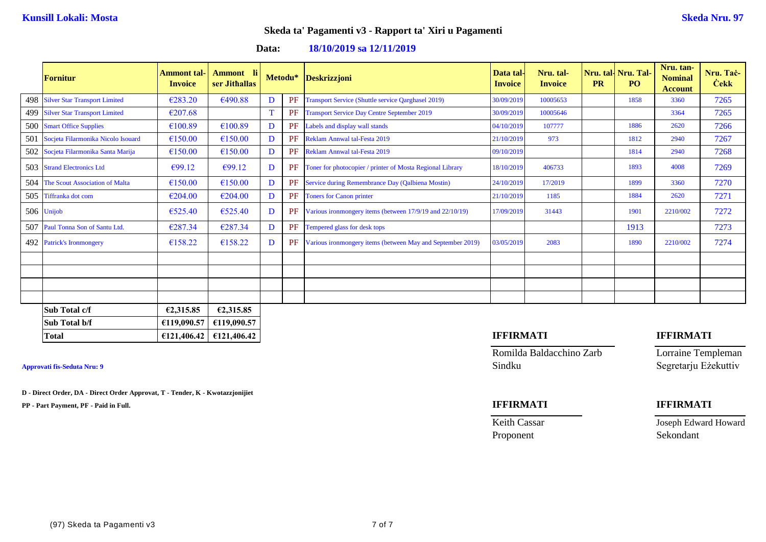**Kunsill Lokali: Mosta** **Skeda Nru. 97**

## Skeda ta' Pagamenti v3 - Rapport ta' Xiri u Pagamenti

**Data:** **18/10/2019 sa 12/11/2019**

| | Fornitur | Ammont tal-Invoice | Ammont li ser Jitħallas | Metodu* | | Deskrizzjoni | Data tal-Invoice | Nru. tal-Invoice | Nru. tal-PR | Nru. Tal-PO | Nru. tan-Nominal Account | Nru. Taċ-Ċekk |
|---|---|---|---|---|---|---|---|---|---|---|---|---|
| 498 | Silver Star Transport Limited | €283.20 | €490.88 | D | PF | Transport Service (Shuttle service Qarghasel 2019) | 30/09/2019 | 10005653 | | 1858 | 3360 | 7265 |
| 499 | Silver Star Transport Limited | €207.68 | | T | PF | Transport Service Day Centre September 2019 | 30/09/2019 | 10005646 | | | 3364 | 7265 |
| 500 | Smart Office Supplies | €100.89 | €100.89 | D | PF | Labels and display wall stands | 04/10/2019 | 107777 | | 1886 | 2620 | 7266 |
| 501 | Socjeta Filarmonika Nicolo Isouard | €150.00 | €150.00 | D | PF | Reklam Annwal tal-Festa 2019 | 21/10/2019 | 973 | | 1812 | 2940 | 7267 |
| 502 | Socjeta Filarmonika Santa Marija | €150.00 | €150.00 | D | PF | Reklam Annwal tal-Festa 2019 | 09/10/2019 | | | 1814 | 2940 | 7268 |
| 503 | Strand Electronics Ltd | €99.12 | €99.12 | D | PF | Toner for photocopier / printer of Mosta Regional Library | 18/10/2019 | 406733 | | 1893 | 4008 | 7269 |
| 504 | The Scout Association of Malta | €150.00 | €150.00 | D | PF | Service during Remembrance Day (Qalbiena Mostin) | 24/10/2019 | 17/2019 | | 1899 | 3360 | 7270 |
| 505 | Tiffranka dot com | €204.00 | €204.00 | D | PF | Toners for Canon printer | 21/10/2019 | 1185 | | 1884 | 2620 | 7271 |
| 506 | Unijob | €525.40 | €525.40 | D | PF | Various ironmongery items (between 17/9/19 and 22/10/19) | 17/09/2019 | 31443 | | 1901 | 2210/002 | 7272 |
| 507 | Paul Tonna Son of Santu Ltd. | €287.34 | €287.34 | D | PF | Tempered glass for desk tops | | | | 1913 | | 7273 |
| 492 | Patrick's Ironmongery | €158.22 | €158.22 | D | PF | Various ironmongery items (between May and September 2019) | 03/05/2019 | 2083 | | 1890 | 2210/002 | 7274 |
| | | | | | | | | | | | | |
| | | | | | | | | | | | | |
| | | | | | | | | | | | | |
| | | | | | | | | | | | | |
| | **Sub Total c/f** | **€2,315.85** | **€2,315.85** | | | | | | | | | |
| | **Sub Total b/f** | **€119,090.57** | **€119,090.57** | | | | | | | | | |
| | **Total** | **€121,406.42** | **€121,406.42** | | | | | | | | | |

**Approvati fis-Seduta Nru: 9**

**D - Direct Order, DA - Direct Order Approvat, T - Tender, K - Kwotazzjonijiet**
**PP - Part Payment, PF - Paid in Full.**

**IFFIRMATI**
Romilda Baldacchino Zarb
Sindku

**IFFIRMATI**
Lorraine Templeman
Segretarju Eżekuttiv

**IFFIRMATI**
Keith Cassar
Proponent

**IFFIRMATI**
Joseph Edward Howard
Sekondant